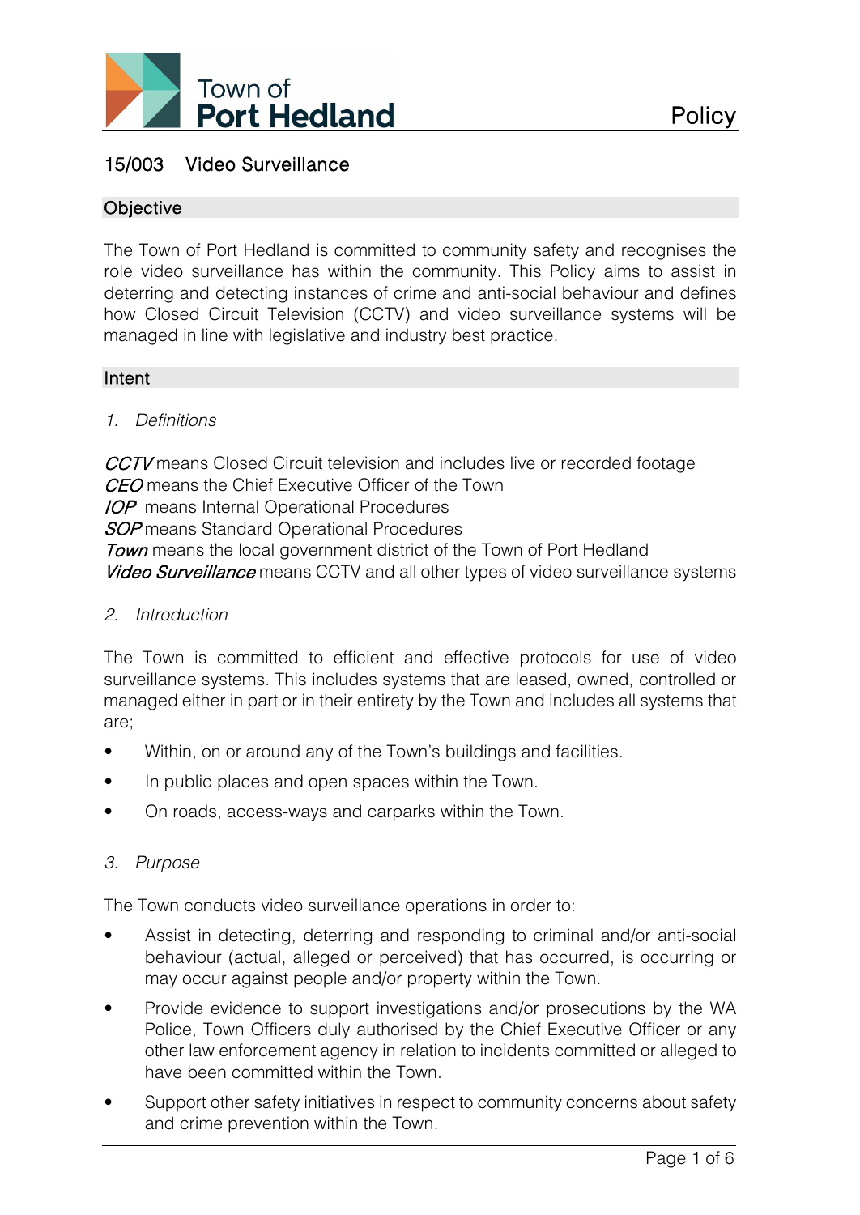Town of **Port Hedland** — Policy

# 15/003 Video Surveillance

## Objective

The Town of Port Hedland is committed to community safety and recognises the role video surveillance has within the community. This Policy aims to assist in deterring and detecting instances of crime and anti-social behaviour and defines how Closed Circuit Television (CCTV) and video surveillance systems will be managed in line with legislative and industry best practice.

## Intent

### *1. Definitions*

***CCTV*** means Closed Circuit television and includes live or recorded footage
***CEO*** means the Chief Executive Officer of the Town
***IOP*** means Internal Operational Procedures
***SOP*** means Standard Operational Procedures
***Town*** means the local government district of the Town of Port Hedland
***Video Surveillance*** means CCTV and all other types of video surveillance systems

### *2. Introduction*

The Town is committed to efficient and effective protocols for use of video surveillance systems. This includes systems that are leased, owned, controlled or managed either in part or in their entirety by the Town and includes all systems that are;

- Within, on or around any of the Town's buildings and facilities.
- In public places and open spaces within the Town.
- On roads, access-ways and carparks within the Town.

### *3. Purpose*

The Town conducts video surveillance operations in order to:

- Assist in detecting, deterring and responding to criminal and/or anti-social behaviour (actual, alleged or perceived) that has occurred, is occurring or may occur against people and/or property within the Town.
- Provide evidence to support investigations and/or prosecutions by the WA Police, Town Officers duly authorised by the Chief Executive Officer or any other law enforcement agency in relation to incidents committed or alleged to have been committed within the Town.
- Support other safety initiatives in respect to community concerns about safety and crime prevention within the Town.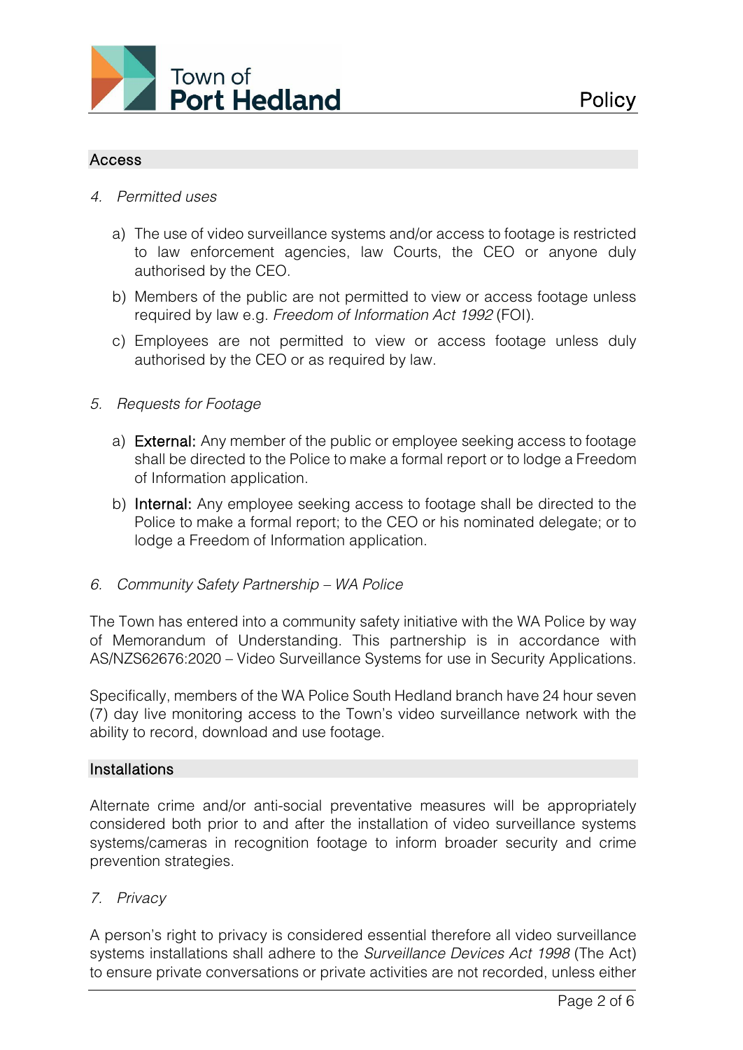## Access

*4. Permitted uses*

a) The use of video surveillance systems and/or access to footage is restricted to law enforcement agencies, law Courts, the CEO or anyone duly authorised by the CEO.

b) Members of the public are not permitted to view or access footage unless required by law e.g. *Freedom of Information Act 1992* (FOI).

c) Employees are not permitted to view or access footage unless duly authorised by the CEO or as required by law.

*5. Requests for Footage*

a) **External:** Any member of the public or employee seeking access to footage shall be directed to the Police to make a formal report or to lodge a Freedom of Information application.

b) **Internal:** Any employee seeking access to footage shall be directed to the Police to make a formal report; to the CEO or his nominated delegate; or to lodge a Freedom of Information application.

*6. Community Safety Partnership – WA Police*

The Town has entered into a community safety initiative with the WA Police by way of Memorandum of Understanding. This partnership is in accordance with AS/NZS62676:2020 – Video Surveillance Systems for use in Security Applications.

Specifically, members of the WA Police South Hedland branch have 24 hour seven (7) day live monitoring access to the Town's video surveillance network with the ability to record, download and use footage.

## Installations

Alternate crime and/or anti-social preventative measures will be appropriately considered both prior to and after the installation of video surveillance systems systems/cameras in recognition footage to inform broader security and crime prevention strategies.

*7. Privacy*

A person's right to privacy is considered essential therefore all video surveillance systems installations shall adhere to the *Surveillance Devices Act 1998* (The Act) to ensure private conversations or private activities are not recorded, unless either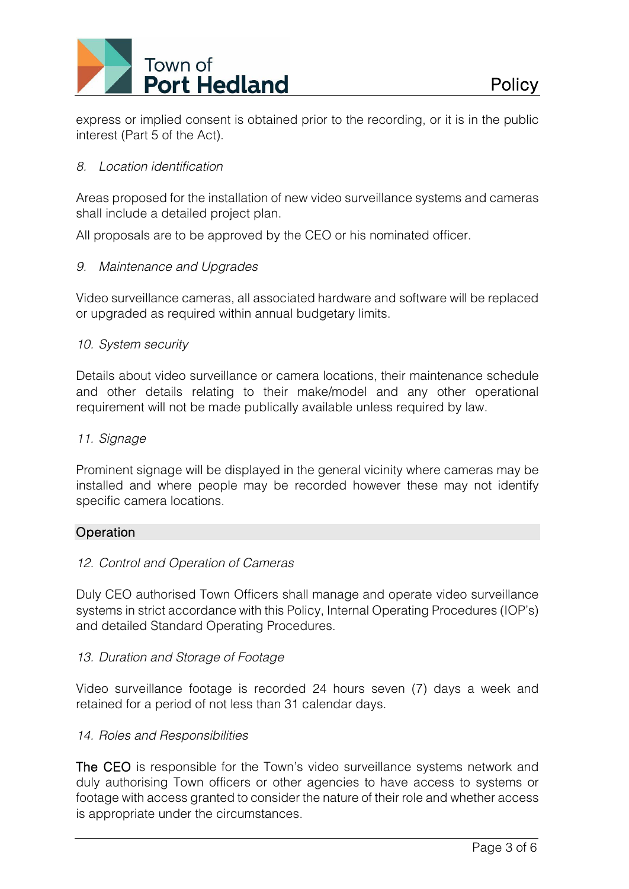express or implied consent is obtained prior to the recording, or it is in the public interest (Part 5 of the Act).

*8. Location identification*

Areas proposed for the installation of new video surveillance systems and cameras shall include a detailed project plan.

All proposals are to be approved by the CEO or his nominated officer.

*9. Maintenance and Upgrades*

Video surveillance cameras, all associated hardware and software will be replaced or upgraded as required within annual budgetary limits.

*10. System security*

Details about video surveillance or camera locations, their maintenance schedule and other details relating to their make/model and any other operational requirement will not be made publically available unless required by law.

*11. Signage*

Prominent signage will be displayed in the general vicinity where cameras may be installed and where people may be recorded however these may not identify specific camera locations.

## Operation

*12. Control and Operation of Cameras*

Duly CEO authorised Town Officers shall manage and operate video surveillance systems in strict accordance with this Policy, Internal Operating Procedures (IOP's) and detailed Standard Operating Procedures.

*13. Duration and Storage of Footage*

Video surveillance footage is recorded 24 hours seven (7) days a week and retained for a period of not less than 31 calendar days.

*14. Roles and Responsibilities*

The CEO is responsible for the Town's video surveillance systems network and duly authorising Town officers or other agencies to have access to systems or footage with access granted to consider the nature of their role and whether access is appropriate under the circumstances.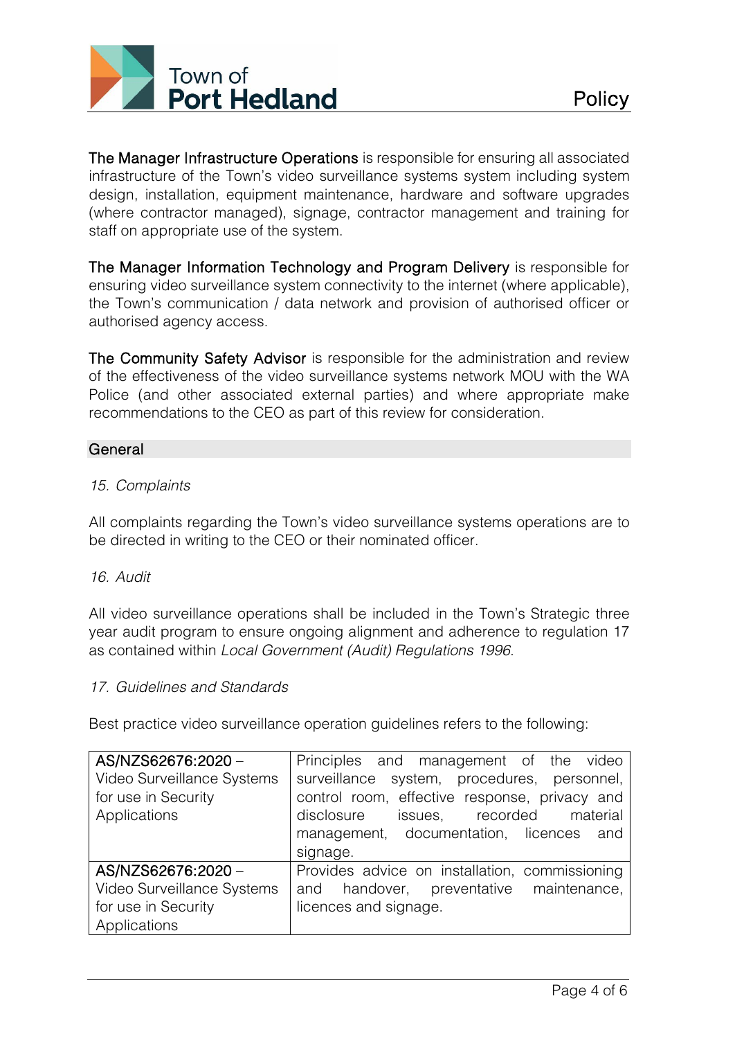**The Manager Infrastructure Operations** is responsible for ensuring all associated infrastructure of the Town's video surveillance systems system including system design, installation, equipment maintenance, hardware and software upgrades (where contractor managed), signage, contractor management and training for staff on appropriate use of the system.

**The Manager Information Technology and Program Delivery** is responsible for ensuring video surveillance system connectivity to the internet (where applicable), the Town's communication / data network and provision of authorised officer or authorised agency access.

**The Community Safety Advisor** is responsible for the administration and review of the effectiveness of the video surveillance systems network MOU with the WA Police (and other associated external parties) and where appropriate make recommendations to the CEO as part of this review for consideration.

## General

*15. Complaints*

All complaints regarding the Town's video surveillance systems operations are to be directed in writing to the CEO or their nominated officer.

*16. Audit*

All video surveillance operations shall be included in the Town's Strategic three year audit program to ensure ongoing alignment and adherence to regulation 17 as contained within *Local Government (Audit) Regulations 1996*.

*17. Guidelines and Standards*

Best practice video surveillance operation guidelines refers to the following:

| | |
|---|---|
| AS/NZS62676:2020 – Video Surveillance Systems for use in Security Applications | Principles and management of the video surveillance system, procedures, personnel, control room, effective response, privacy and disclosure issues, recorded material management, documentation, licences and signage. |
| AS/NZS62676:2020 – Video Surveillance Systems for use in Security Applications | Provides advice on installation, commissioning and handover, preventative maintenance, licences and signage. |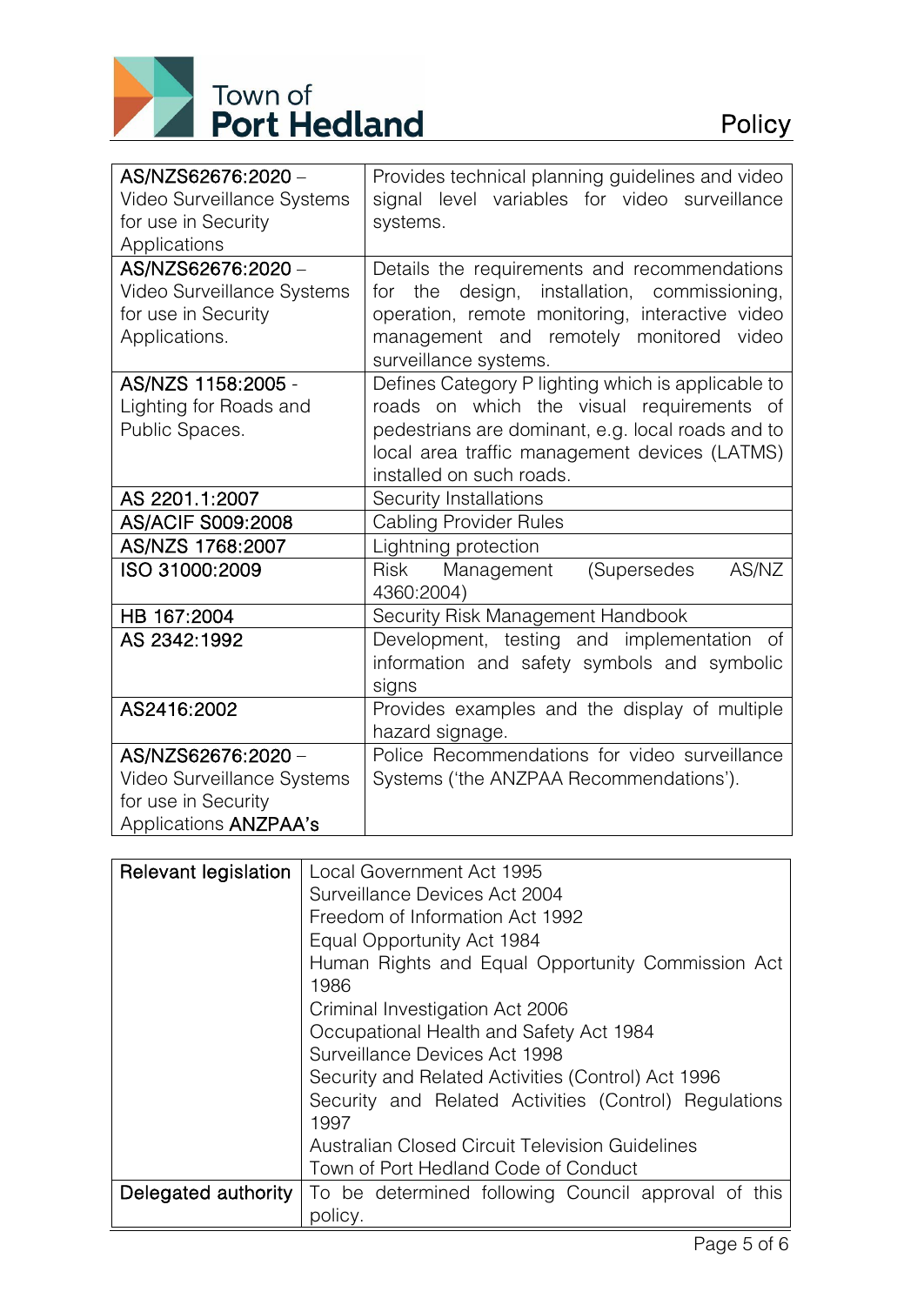| | |
|---|---|
| AS/NZS62676:2020 – Video Surveillance Systems for use in Security Applications | Provides technical planning guidelines and video signal level variables for video surveillance systems. |
| AS/NZS62676:2020 – Video Surveillance Systems for use in Security Applications. | Details the requirements and recommendations for the design, installation, commissioning, operation, remote monitoring, interactive video management and remotely monitored video surveillance systems. |
| AS/NZS 1158:2005 - Lighting for Roads and Public Spaces. | Defines Category P lighting which is applicable to roads on which the visual requirements of pedestrians are dominant, e.g. local roads and to local area traffic management devices (LATMS) installed on such roads. |
| AS 2201.1:2007 | Security Installations |
| AS/ACIF S009:2008 | Cabling Provider Rules |
| AS/NZS 1768:2007 | Lightning protection |
| ISO 31000:2009 | Risk Management (Supersedes AS/NZ 4360:2004) |
| HB 167:2004 | Security Risk Management Handbook |
| AS 2342:1992 | Development, testing and implementation of information and safety symbols and symbolic signs |
| AS2416:2002 | Provides examples and the display of multiple hazard signage. |
| AS/NZS62676:2020 – Video Surveillance Systems for use in Security Applications ANZPAA's | Police Recommendations for video surveillance Systems ('the ANZPAA Recommendations'). |

| | |
|---|---|
| Relevant legislation | Local Government Act 1995<br>Surveillance Devices Act 2004<br>Freedom of Information Act 1992<br>Equal Opportunity Act 1984<br>Human Rights and Equal Opportunity Commission Act 1986<br>Criminal Investigation Act 2006<br>Occupational Health and Safety Act 1984<br>Surveillance Devices Act 1998<br>Security and Related Activities (Control) Act 1996<br>Security and Related Activities (Control) Regulations 1997<br>Australian Closed Circuit Television Guidelines<br>Town of Port Hedland Code of Conduct |
| Delegated authority | To be determined following Council approval of this policy. |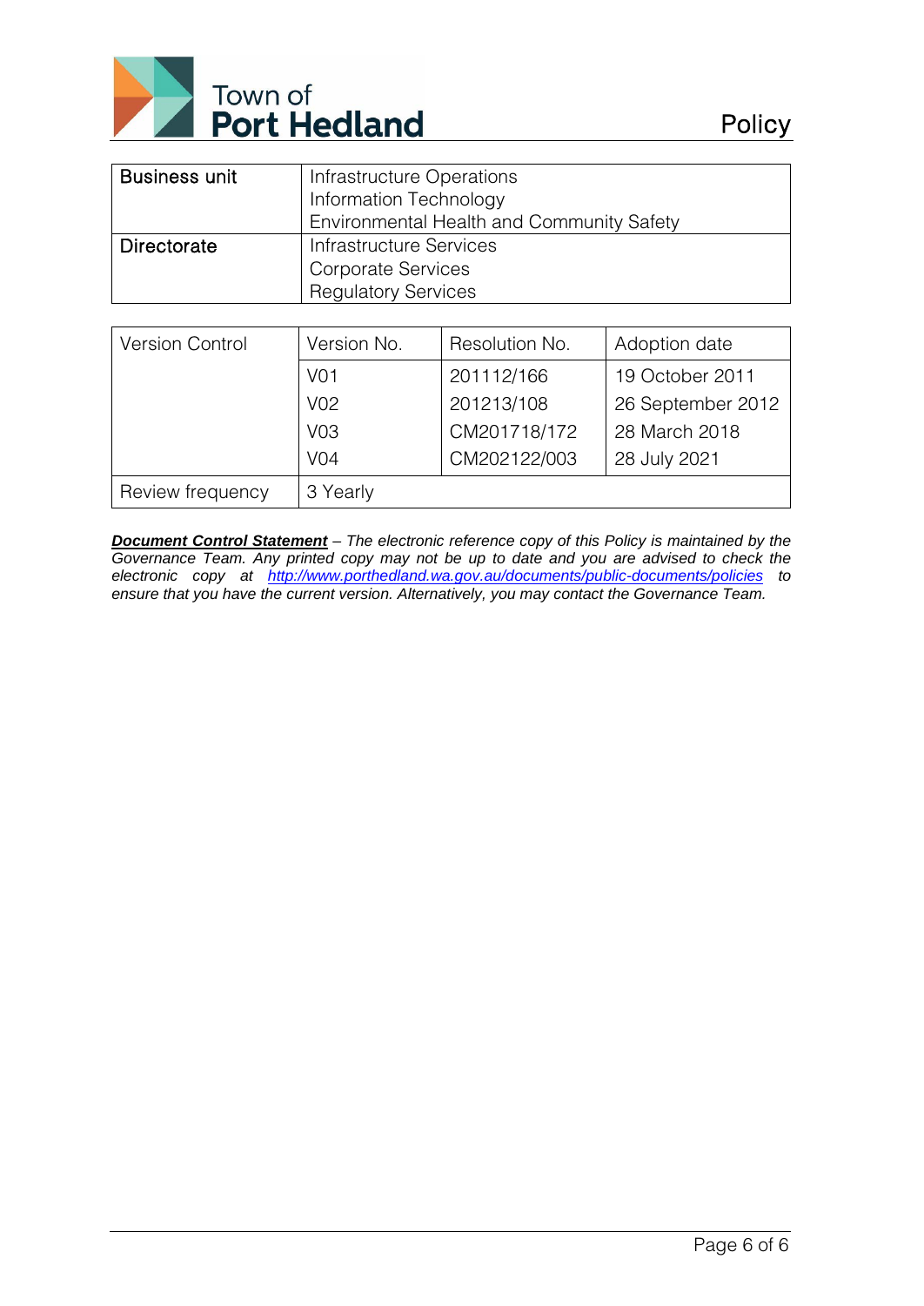| | |
|---|---|
| **Business unit** | Infrastructure Operations<br>Information Technology<br>Environmental Health and Community Safety |
| **Directorate** | Infrastructure Services<br>Corporate Services<br>Regulatory Services |

| Version Control | Version No. | Resolution No. | Adoption date |
|---|---|---|---|
| | V01 | 201112/166 | 19 October 2011 |
| | V02 | 201213/108 | 26 September 2012 |
| | V03 | CM201718/172 | 28 March 2018 |
| | V04 | CM202122/003 | 28 July 2021 |
| Review frequency | 3 Yearly | | |

***Document Control Statement*** *– The electronic reference copy of this Policy is maintained by the Governance Team. Any printed copy may not be up to date and you are advised to check the electronic copy at http://www.porthedland.wa.gov.au/documents/public-documents/policies to ensure that you have the current version. Alternatively, you may contact the Governance Team.*